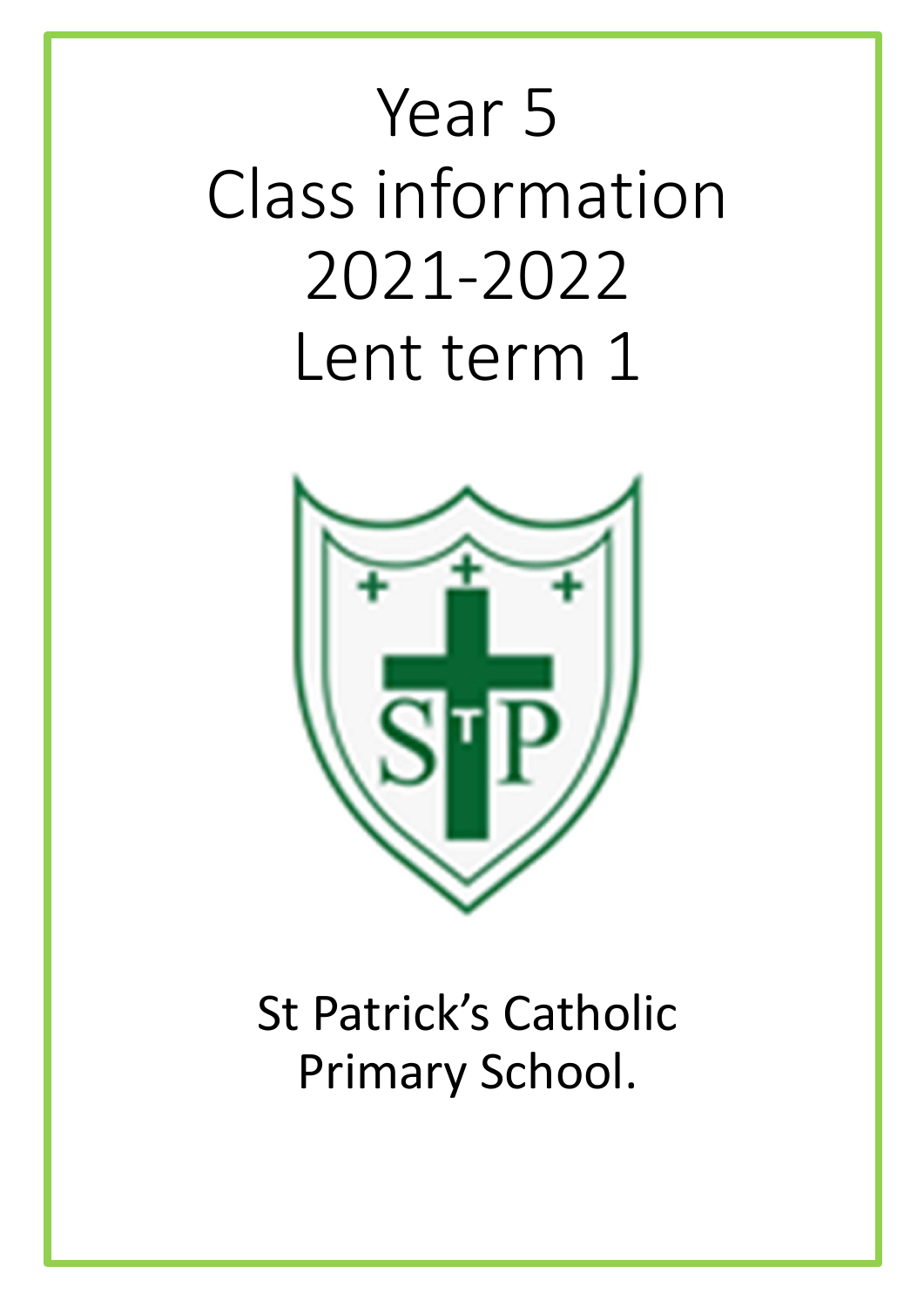# Year 5
# Class information
# 2021-2022
# Lent term 1

St Patrick's Catholic Primary School.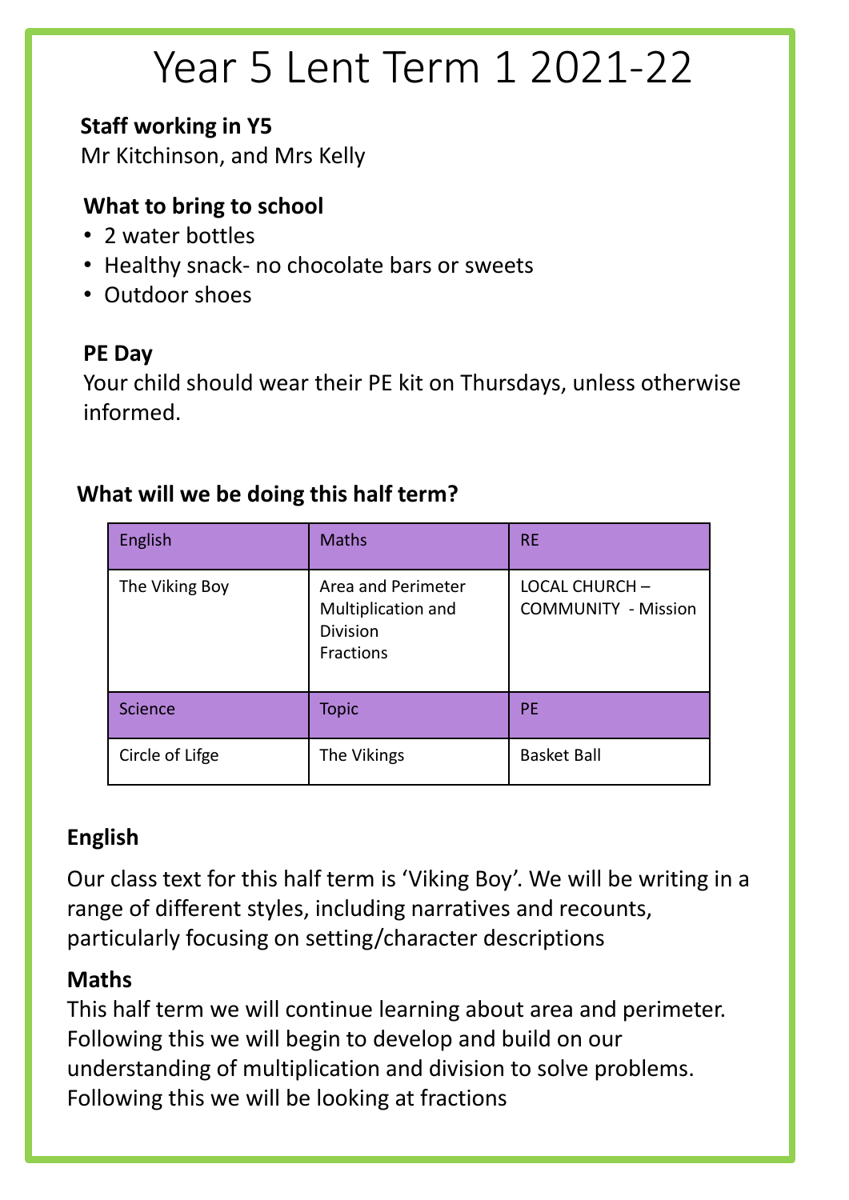# Year 5 Lent Term 1 2021-22

**Staff working in Y5**

Mr Kitchinson, and Mrs Kelly

**What to bring to school**

- 2 water bottles
- Healthy snack- no chocolate bars or sweets
- Outdoor shoes

**PE Day**

Your child should wear their PE kit on Thursdays, unless otherwise informed.

**What will we be doing this half term?**

| English | Maths | RE |
|---|---|---|
| The Viking Boy | Area and Perimeter<br>Multiplication and Division<br>Fractions | LOCAL CHURCH – COMMUNITY - Mission |
| **Science** | **Topic** | **PE** |
| Circle of Lifge | The Vikings | Basket Ball |

**English**

Our class text for this half term is 'Viking Boy'. We will be writing in a range of different styles, including narratives and recounts, particularly focusing on setting/character descriptions

**Maths**

This half term we will continue learning about area and perimeter. Following this we will begin to develop and build on our understanding of multiplication and division to solve problems. Following this we will be looking at fractions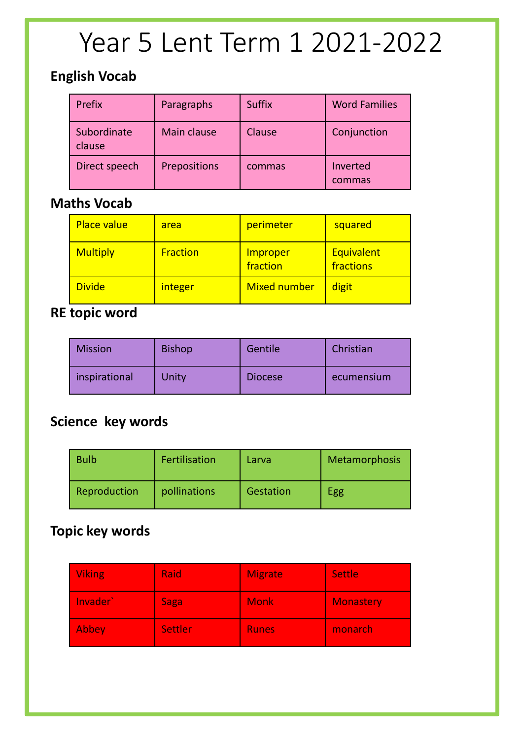# Year 5 Lent Term 1 2021-2022

## English Vocab

| | | | |
|---|---|---|---|
| Prefix | Paragraphs | Suffix | Word Families |
| Subordinate clause | Main clause | Clause | Conjunction |
| Direct speech | Prepositions | commas | Inverted commas |

## Maths Vocab

| | | | |
|---|---|---|---|
| Place value | area | perimeter | squared |
| Multiply | Fraction | Improper fraction | Equivalent fractions |
| Divide | integer | Mixed number | digit |

## RE topic word

| | | | |
|---|---|---|---|
| Mission | Bishop | Gentile | Christian |
| inspirational | Unity | Diocese | ecumensium |

## Science key words

| | | | |
|---|---|---|---|
| Bulb | Fertilisation | Larva | Metamorphosis |
| Reproduction | pollinations | Gestation | Egg |

## Topic key words

| | | | |
|---|---|---|---|
| Viking | Raid | Migrate | Settle |
| Invader` | Saga | Monk | Monastery |
| Abbey | Settler | Runes | monarch |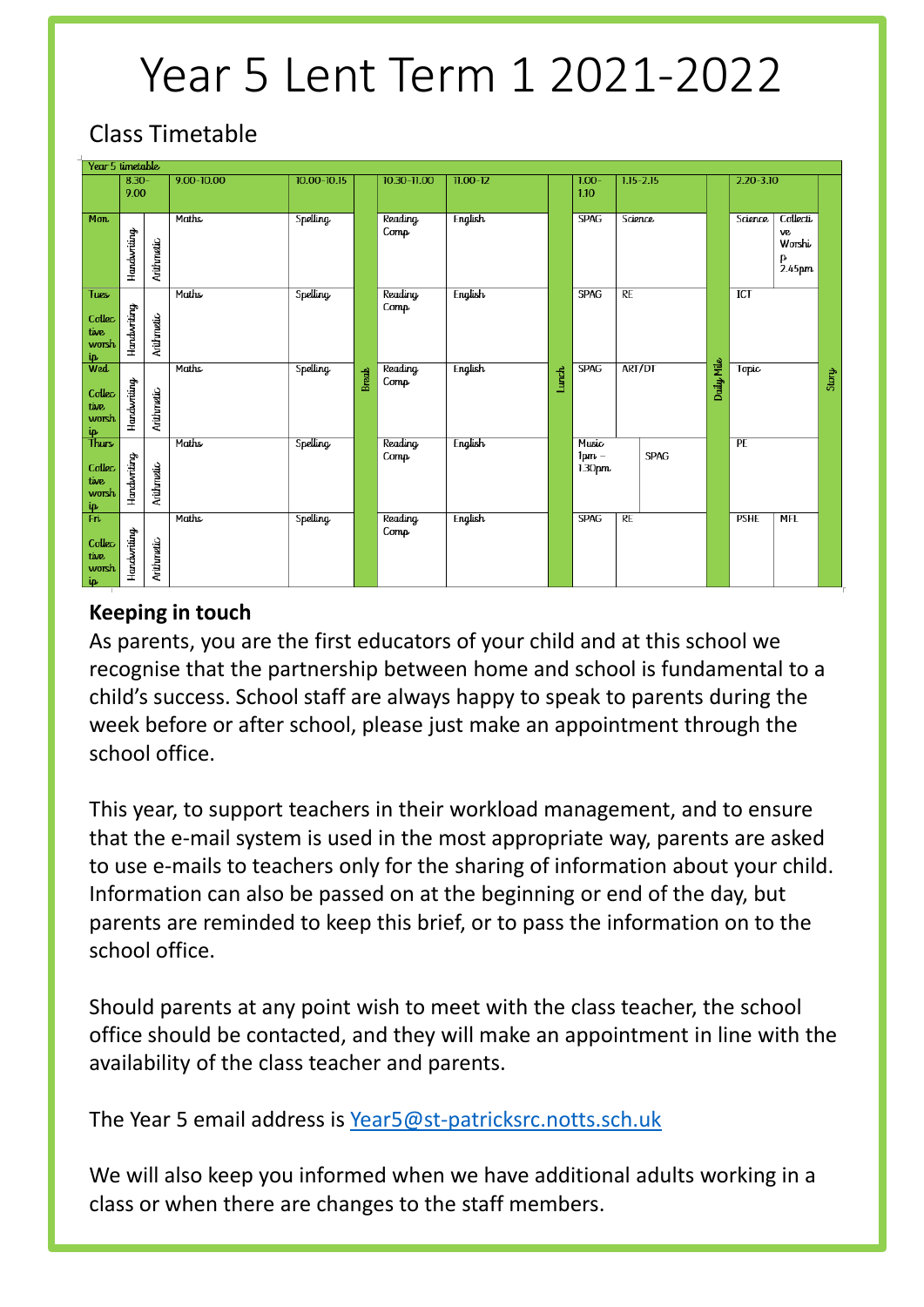# Year 5 Lent Term 1 2021-2022

## Class Timetable

Year 5 timetable

| | 8.30-9.00 | | 9.00-10.00 | 10.00-10.15 | | 10.30-11.00 | 11.00-12 | | 1.00-1.10 | 1.15-2.15 | | 2.20-3.10 | | |
|---|---|---|---|---|---|---|---|---|---|---|---|---|---|---|
| Mon | Handwriting | Arithmetic | Maths | Spelling | Break | Reading Comp | English | Lunch | SPAG | Science | Daily Mile | Science | Collective Worship 2.45pm | Story |
| Tues Collective worship | Handwriting | Arithmetic | Maths | Spelling | | Reading Comp | English | | SPAG | RE | | ICT | | |
| Wed Collective worship | Handwriting | Arithmetic | Maths | Spelling | | Reading Comp | English | | SPAG | ART/DT | | Topic | | |
| Thurs Collective worship | Handwriting | Arithmetic | Maths | Spelling | | Reading Comp | English | | Music 1pm – 1.30pm | SPAG | | PE | | |
| Fri Collective worship | Handwriting | Arithmetic | Maths | Spelling | | Reading Comp | English | | SPAG | RE | | PSHE | MFL | |

**Keeping in touch**

As parents, you are the first educators of your child and at this school we recognise that the partnership between home and school is fundamental to a child's success. School staff are always happy to speak to parents during the week before or after school, please just make an appointment through the school office.

This year, to support teachers in their workload management, and to ensure that the e-mail system is used in the most appropriate way, parents are asked to use e-mails to teachers only for the sharing of information about your child. Information can also be passed on at the beginning or end of the day, but parents are reminded to keep this brief, or to pass the information on to the school office.

Should parents at any point wish to meet with the class teacher, the school office should be contacted, and they will make an appointment in line with the availability of the class teacher and parents.

The Year 5 email address is Year5@st-patricksrc.notts.sch.uk

We will also keep you informed when we have additional adults working in a class or when there are changes to the staff members.